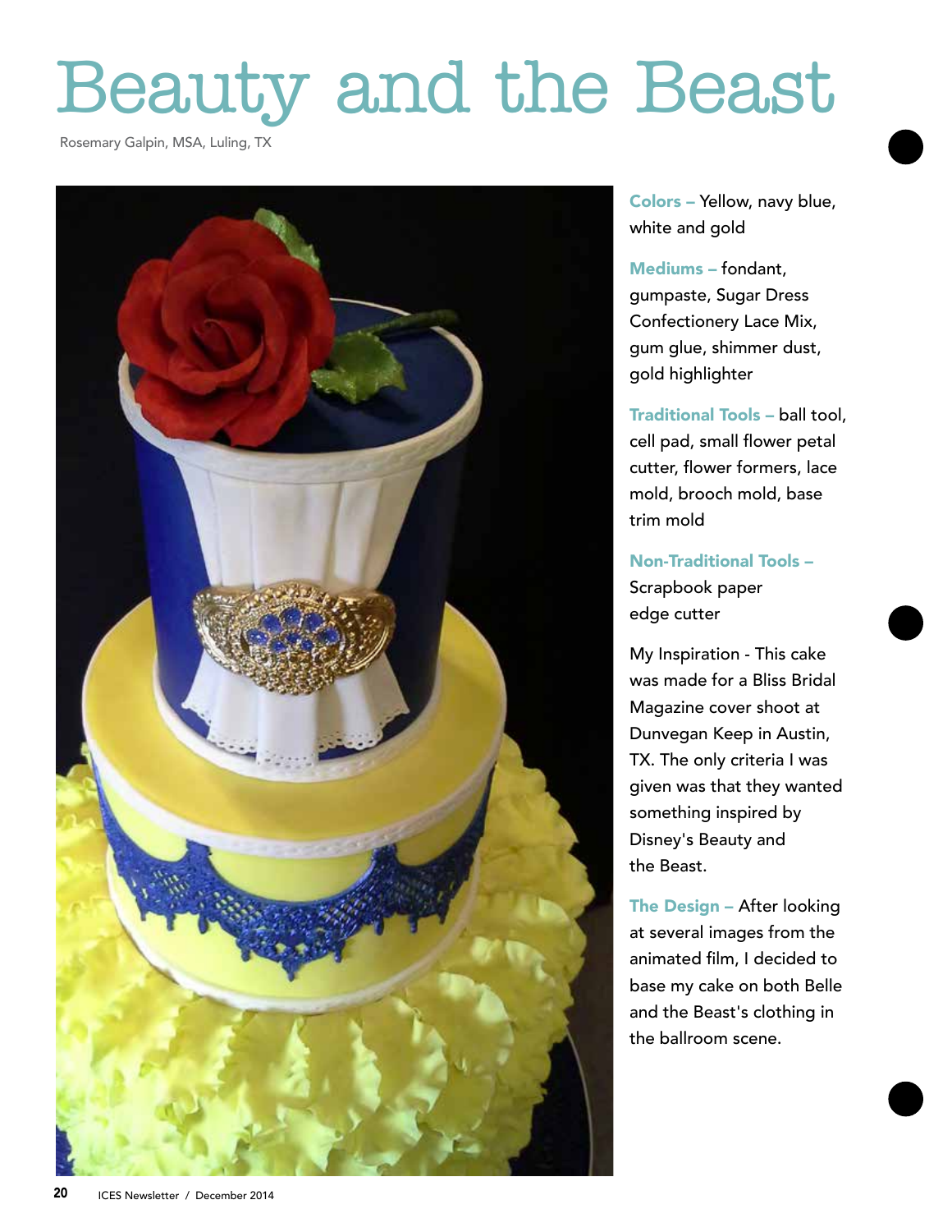# Beauty and the Beast

Rosemary Galpin, MSA, Luling, TX

**Colors –** Yellow, navy blue, white and gold

**Mediums –** fondant, gumpaste, Sugar Dress Confectionery Lace Mix, gum glue, shimmer dust, gold highlighter

**Traditional Tools –** ball tool, cell pad, small flower petal cutter, flower formers, lace mold, brooch mold, base trim mold

**Non-Traditional Tools –** Scrapbook paper edge cutter

My Inspiration - This cake was made for a Bliss Bridal Magazine cover shoot at Dunvegan Keep in Austin, TX. The only criteria I was given was that they wanted something inspired by Disney's Beauty and the Beast.

**The Design –** After looking at several images from the animated film, I decided to base my cake on both Belle and the Beast's clothing in the ballroom scene.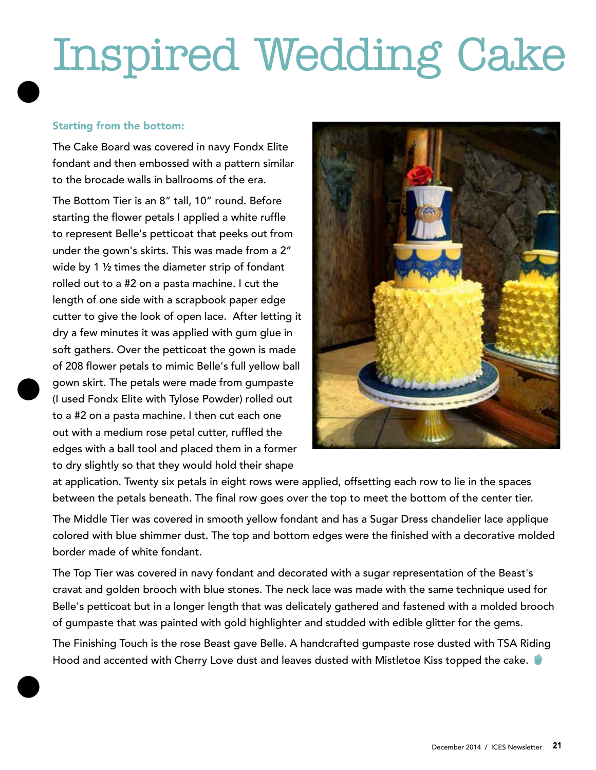# Inspired Wedding Cake

### Starting from the bottom:

The Cake Board was covered in navy Fondx Elite fondant and then embossed with a pattern similar to the brocade walls in ballrooms of the era.

The Bottom Tier is an 8″ tall, 10″ round. Before starting the flower petals I applied a white ruffle to represent Belle's petticoat that peeks out from under the gown's skirts. This was made from a 2″ wide by 1 ½ times the diameter strip of fondant rolled out to a #2 on a pasta machine. I cut the length of one side with a scrapbook paper edge cutter to give the look of open lace. After letting it dry a few minutes it was applied with gum glue in soft gathers. Over the petticoat the gown is made of 208 flower petals to mimic Belle's full yellow ball gown skirt. The petals were made from gumpaste (I used Fondx Elite with Tylose Powder) rolled out to a #2 on a pasta machine. I then cut each one out with a medium rose petal cutter, ruffled the edges with a ball tool and placed them in a former to dry slightly so that they would hold their shape at application. Twenty six petals in eight rows were applied, offsetting each row to lie in the spaces between the petals beneath. The final row goes over the top to meet the bottom of the center tier.

The Middle Tier was covered in smooth yellow fondant and has a Sugar Dress chandelier lace applique colored with blue shimmer dust. The top and bottom edges were the finished with a decorative molded border made of white fondant.

The Top Tier was covered in navy fondant and decorated with a sugar representation of the Beast's cravat and golden brooch with blue stones. The neck lace was made with the same technique used for Belle's petticoat but in a longer length that was delicately gathered and fastened with a molded brooch of gumpaste that was painted with gold highlighter and studded with edible glitter for the gems.

The Finishing Touch is the rose Beast gave Belle. A handcrafted gumpaste rose dusted with TSA Riding Hood and accented with Cherry Love dust and leaves dusted with Mistletoe Kiss topped the cake.